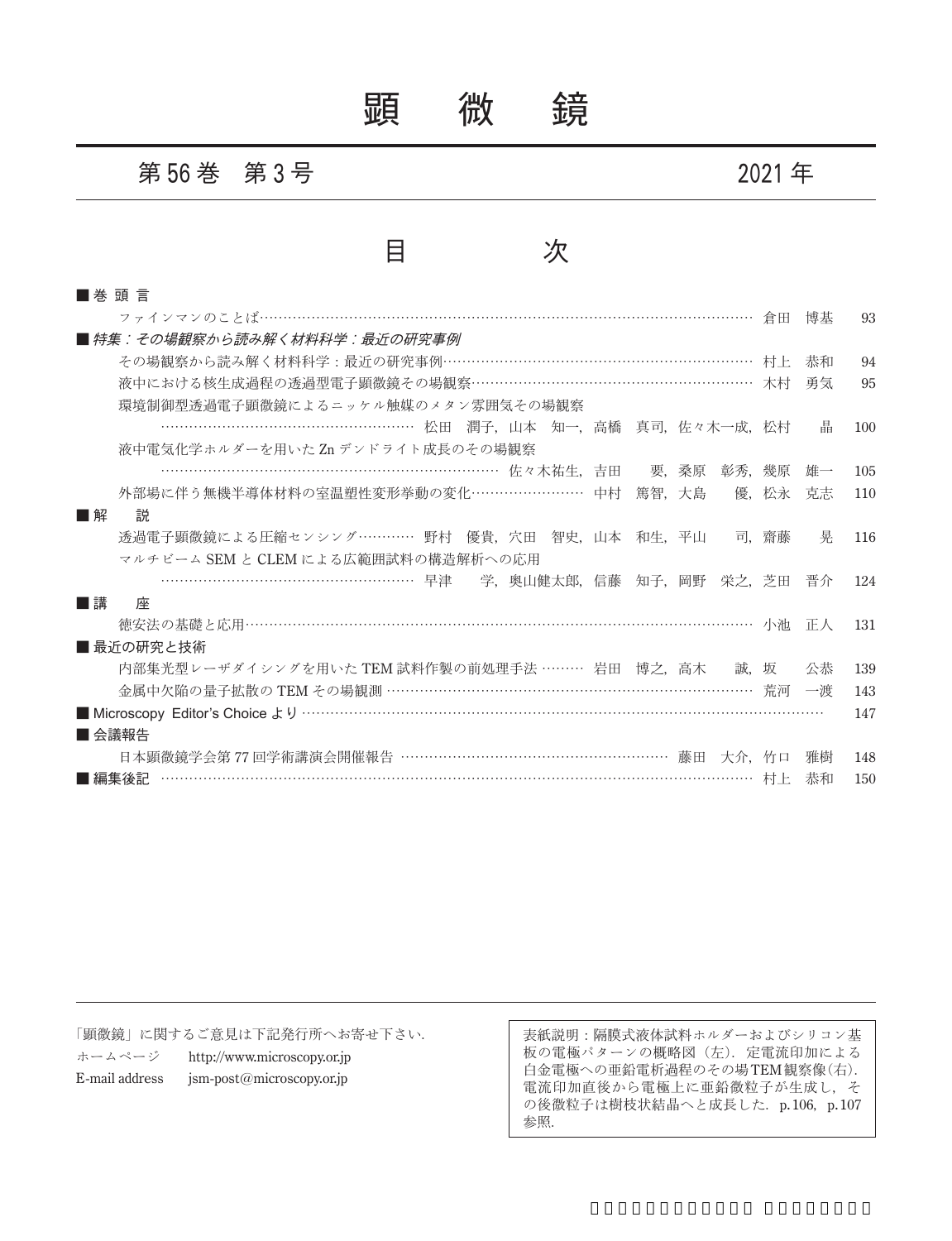# 顕　微　鏡

第 56 巻　第 3 号　　2021 年

## 目　　次

■ 巻 頭 言

ファインマンのことば…………………………………………………… 倉田　博基　93

■ *特集：その場観察から読み解く材料科学：最近の研究事例*

その場観察から読み解く材料科学：最近の研究事例……………………… 村上　恭和　94

液中における核生成過程の透過型電子顕微鏡その場観察………………… 木村　勇気　95

環境制御型透過電子顕微鏡によるニッケル触媒のメタン雰囲気その場観察
……………………… 松田　潤子，山本　知一，高橋　真司，佐々木一成，松村　晶　100

液中電気化学ホルダーを用いた Zn デンドライト成長のその場観察
……………………… 佐々木祐生，吉田　要，桑原　彰秀，幾原　雄一　105

外部場に伴う無機半導体材料の室温塑性変形挙動の変化……………… 中村　篤智，大島　優，松永　克志　110

■ 解　説

透過電子顕微鏡による圧縮センシング………… 野村　優貴，穴田　智史，山本　和生，平山　司，齋藤　晃　116

マルチビーム SEM と CLEM による広範囲試料の構造解析への応用
……………………… 早津　学，奥山健太郎，信藤　知子，岡野　栄之，芝田　晋介　124

■ 講　座

徳安法の基礎と応用…………………………………………………… 小池　正人　131

■ 最近の研究と技術

内部集光型レーザダイシングを用いた TEM 試料作製の前処理手法 ……… 岩田　博之，高木　誠，坂　公恭　139

金属中欠陥の量子拡散の TEM その場観測 ……………………………… 荒河　一渡　143

■ Microscopy Editor's Choice より …………………………………………… 147

■ 会議報告

日本顕微鏡学会第 77 回学術講演会開催報告 ……………………… 藤田　大介，竹口　雅樹　148

■ 編集後記 ……………………………………………………………… 村上　恭和　150

---

「顕微鏡」に関するご意見は下記発行所へお寄せ下さい.

ホームページ　http://www.microscopy.or.jp

E-mail address　jsm-post@microscopy.or.jp

表紙説明：隔膜式液体試料ホルダーおよびシリコン基板の電極パターンの概略図（左）．定電流印加による白金電極への亜鉛電析過程のその場TEM観察像（右）．電流印加直後から電極上に亜鉛微粒子が生成し，その後微粒子は樹枝状結晶へと成長した．p.106，p.107参照.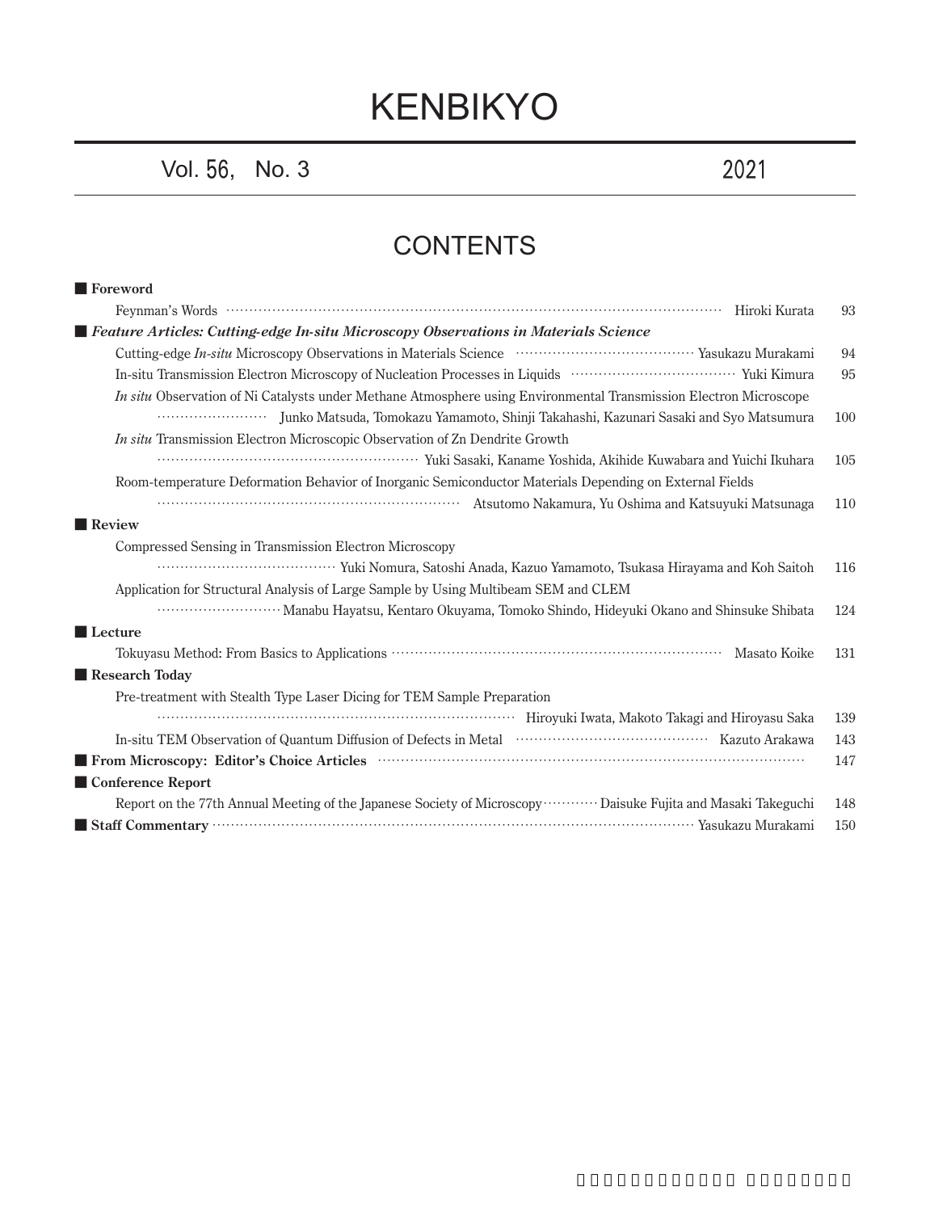# KENBIKYO

Vol. 56, No. 3 2021

## CONTENTS

**■ Foreword**

Feynman's Words ········· Hiroki Kurata 93

***■ Feature Articles: Cutting-edge In-situ Microscopy Observations in Materials Science***

Cutting-edge *In-situ* Microscopy Observations in Materials Science ········· Yasukazu Murakami 94

In-situ Transmission Electron Microscopy of Nucleation Processes in Liquids ········· Yuki Kimura 95

*In situ* Observation of Ni Catalysts under Methane Atmosphere using Environmental Transmission Electron Microscope ········· Junko Matsuda, Tomokazu Yamamoto, Shinji Takahashi, Kazunari Sasaki and Syo Matsumura 100

*In situ* Transmission Electron Microscopic Observation of Zn Dendrite Growth ········· Yuki Sasaki, Kaname Yoshida, Akihide Kuwabara and Yuichi Ikuhara 105

Room-temperature Deformation Behavior of Inorganic Semiconductor Materials Depending on External Fields ········· Atsutomo Nakamura, Yu Oshima and Katsuyuki Matsunaga 110

**■ Review**

Compressed Sensing in Transmission Electron Microscopy ········· Yuki Nomura, Satoshi Anada, Kazuo Yamamoto, Tsukasa Hirayama and Koh Saitoh 116

Application for Structural Analysis of Large Sample by Using Multibeam SEM and CLEM ········· Manabu Hayatsu, Kentaro Okuyama, Tomoko Shindo, Hideyuki Okano and Shinsuke Shibata 124

**■ Lecture**

Tokuyasu Method: From Basics to Applications ········· Masato Koike 131

**■ Research Today**

Pre-treatment with Stealth Type Laser Dicing for TEM Sample Preparation ········· Hiroyuki Iwata, Makoto Takagi and Hiroyasu Saka 139

In-situ TEM Observation of Quantum Diffusion of Defects in Metal ········· Kazuto Arakawa 143

**■ From Microscopy: Editor's Choice Articles** ········· 147

**■ Conference Report**

Report on the 77th Annual Meeting of the Japanese Society of Microscopy ········· Daisuke Fujita and Masaki Takeguchi 148

**■ Staff Commentary** ········· Yasukazu Murakami 150